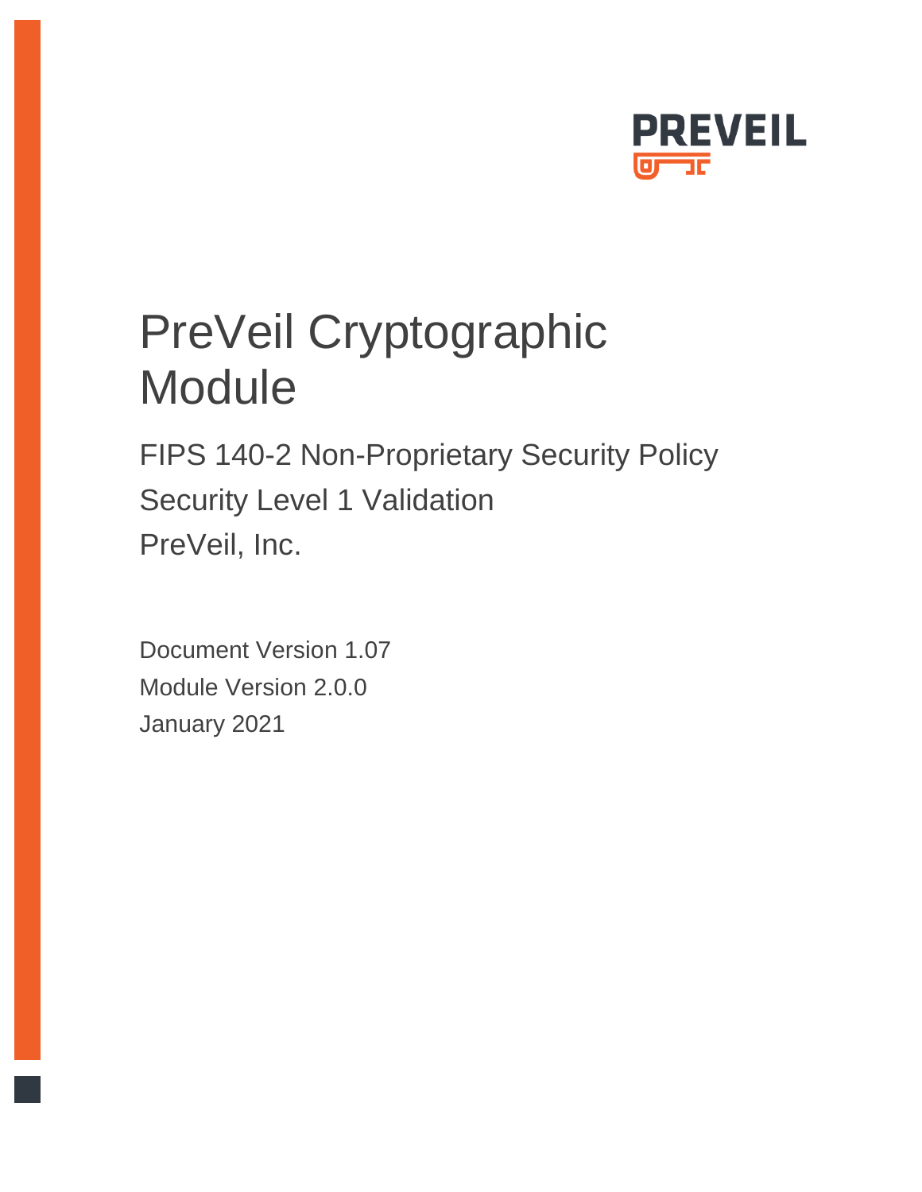PREVEIL

# PreVeil Cryptographic Module

FIPS 140-2 Non-Proprietary Security Policy

Security Level 1 Validation

PreVeil, Inc.

Document Version 1.07

Module Version 2.0.0

January 2021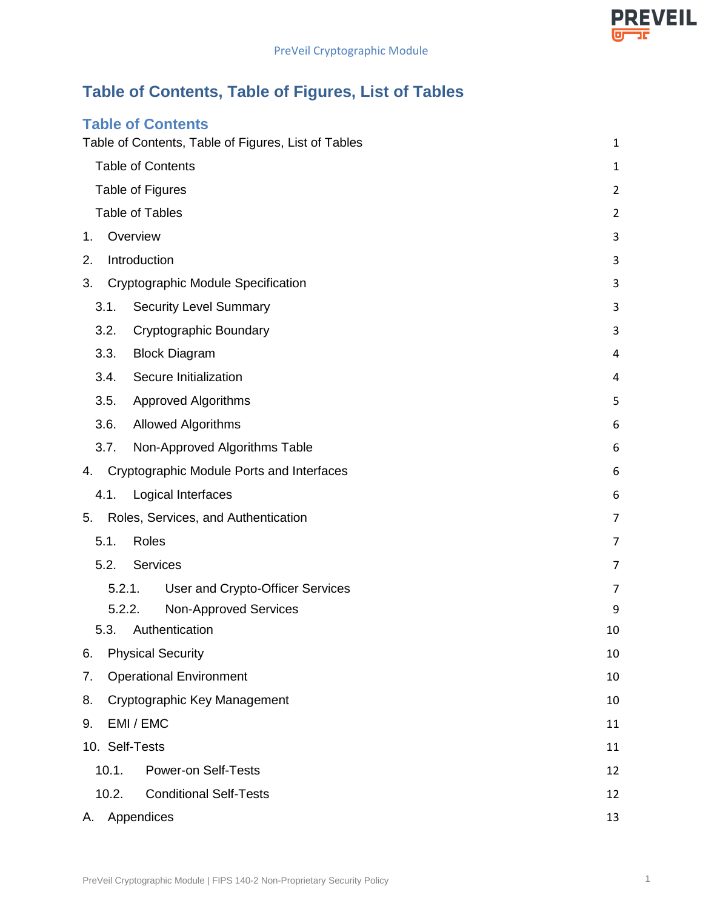# Table of Contents, Table of Figures, List of Tables

## Table of Contents

Table of Contents, Table of Figures, List of Tables 1
- Table of Contents 1
- Table of Figures 2
- Table of Tables 2

1. Overview 3
2. Introduction 3
3. Cryptographic Module Specification 3
   - 3.1. Security Level Summary 3
   - 3.2. Cryptographic Boundary 3
   - 3.3. Block Diagram 4
   - 3.4. Secure Initialization 4
   - 3.5. Approved Algorithms 5
   - 3.6. Allowed Algorithms 6
   - 3.7. Non-Approved Algorithms Table 6
4. Cryptographic Module Ports and Interfaces 6
   - 4.1. Logical Interfaces 6
5. Roles, Services, and Authentication 7
   - 5.1. Roles 7
   - 5.2. Services 7
     - 5.2.1. User and Crypto-Officer Services 7
     - 5.2.2. Non-Approved Services 9
   - 5.3. Authentication 10
6. Physical Security 10
7. Operational Environment 10
8. Cryptographic Key Management 10
9. EMI / EMC 11
10. Self-Tests 11
    - 10.1. Power-on Self-Tests 12
    - 10.2. Conditional Self-Tests 12

A. Appendices 13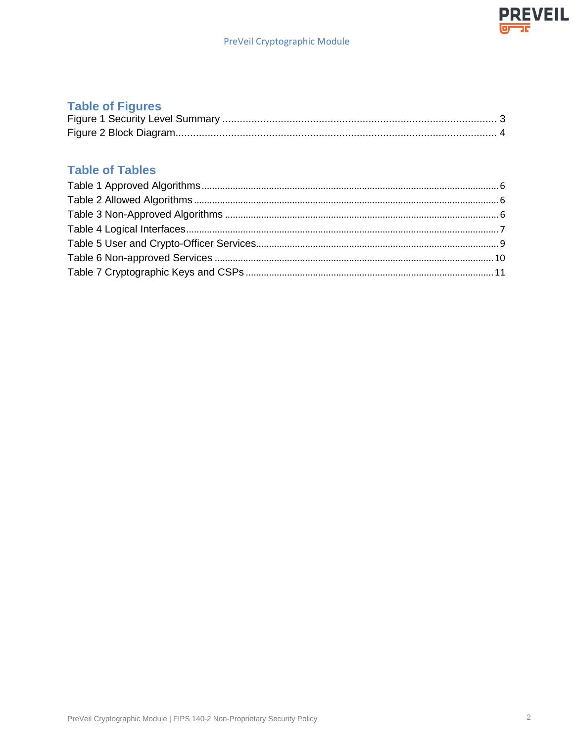## Table of Figures

Figure 1 Security Level Summary .................................................................................................. 3
Figure 2 Block Diagram..................................................................................................................... 4

## Table of Tables

Table 1 Approved Algorithms ............................................................................................................. 6
Table 2 Allowed Algorithms ................................................................................................................ 6
Table 3 Non-Approved Algorithms ..................................................................................................... 6
Table 4 Logical Interfaces .................................................................................................................. 7
Table 5 User and Crypto-Officer Services.......................................................................................... 9
Table 6 Non-approved Services ....................................................................................................... 10
Table 7 Cryptographic Keys and CSPs ............................................................................................ 11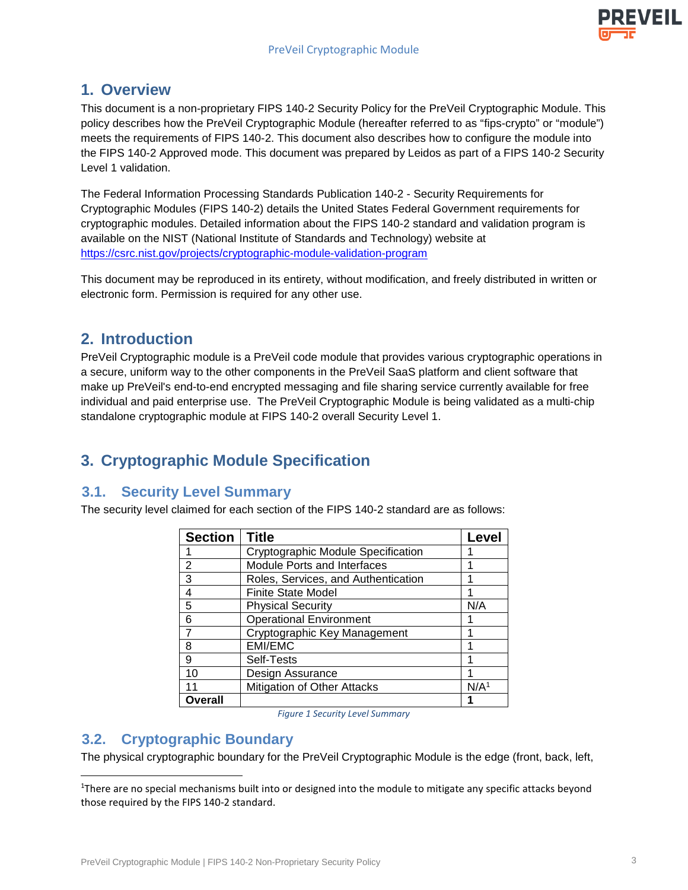# 1. Overview

This document is a non-proprietary FIPS 140-2 Security Policy for the PreVeil Cryptographic Module. This policy describes how the PreVeil Cryptographic Module (hereafter referred to as “fips-crypto” or “module”) meets the requirements of FIPS 140-2. This document also describes how to configure the module into the FIPS 140-2 Approved mode. This document was prepared by Leidos as part of a FIPS 140-2 Security Level 1 validation.

The Federal Information Processing Standards Publication 140-2 - Security Requirements for Cryptographic Modules (FIPS 140-2) details the United States Federal Government requirements for cryptographic modules. Detailed information about the FIPS 140-2 standard and validation program is available on the NIST (National Institute of Standards and Technology) website at https://csrc.nist.gov/projects/cryptographic-module-validation-program

This document may be reproduced in its entirety, without modification, and freely distributed in written or electronic form. Permission is required for any other use.

# 2. Introduction

PreVeil Cryptographic module is a PreVeil code module that provides various cryptographic operations in a secure, uniform way to the other components in the PreVeil SaaS platform and client software that make up PreVeil's end-to-end encrypted messaging and file sharing service currently available for free individual and paid enterprise use. The PreVeil Cryptographic Module is being validated as a multi-chip standalone cryptographic module at FIPS 140-2 overall Security Level 1.

# 3. Cryptographic Module Specification

## 3.1. Security Level Summary

The security level claimed for each section of the FIPS 140-2 standard are as follows:

| Section | Title | Level |
|---|---|---|
| 1 | Cryptographic Module Specification | 1 |
| 2 | Module Ports and Interfaces | 1 |
| 3 | Roles, Services, and Authentication | 1 |
| 4 | Finite State Model | 1 |
| 5 | Physical Security | N/A |
| 6 | Operational Environment | 1 |
| 7 | Cryptographic Key Management | 1 |
| 8 | EMI/EMC | 1 |
| 9 | Self-Tests | 1 |
| 10 | Design Assurance | 1 |
| 11 | Mitigation of Other Attacks | N/A[1] |
| **Overall** | | **1** |

*Figure 1 Security Level Summary*

## 3.2. Cryptographic Boundary

The physical cryptographic boundary for the PreVeil Cryptographic Module is the edge (front, back, left,

[1] There are no special mechanisms built into or designed into the module to mitigate any specific attacks beyond those required by the FIPS 140-2 standard.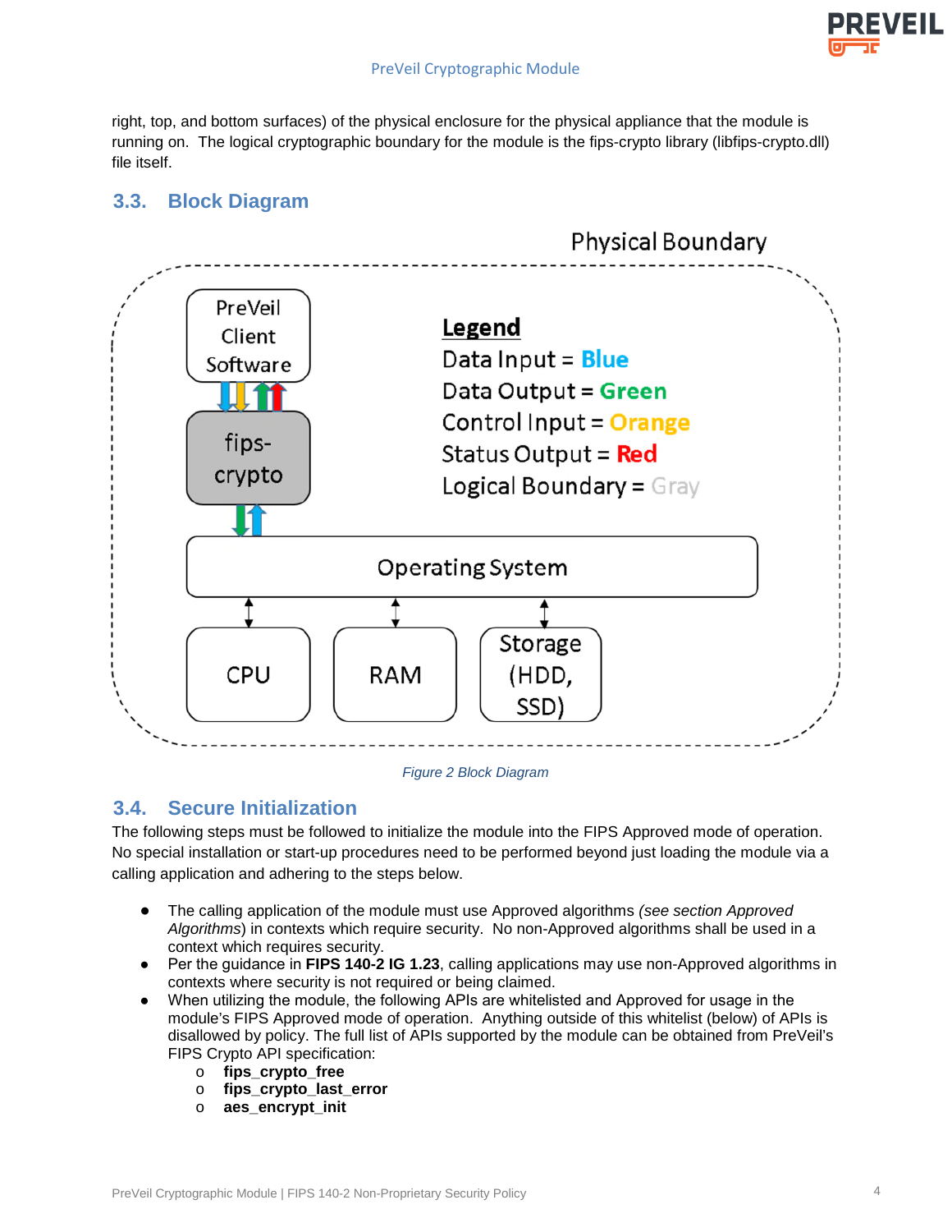right, top, and bottom surfaces) of the physical enclosure for the physical appliance that the module is running on. The logical cryptographic boundary for the module is the fips-crypto library (libfips-crypto.dll) file itself.

## 3.3. Block Diagram

Figure 2 Block Diagram

## 3.4. Secure Initialization

The following steps must be followed to initialize the module into the FIPS Approved mode of operation. No special installation or start-up procedures need to be performed beyond just loading the module via a calling application and adhering to the steps below.

- The calling application of the module must use Approved algorithms *(see section Approved Algorithms*) in contexts which require security. No non-Approved algorithms shall be used in a context which requires security.
- Per the guidance in **FIPS 140-2 IG 1.23**, calling applications may use non-Approved algorithms in contexts where security is not required or being claimed.
- When utilizing the module, the following APIs are whitelisted and Approved for usage in the module's FIPS Approved mode of operation. Anything outside of this whitelist (below) of APIs is disallowed by policy. The full list of APIs supported by the module can be obtained from PreVeil's FIPS Crypto API specification:
  - **fips_crypto_free**
  - **fips_crypto_last_error**
  - **aes_encrypt_init**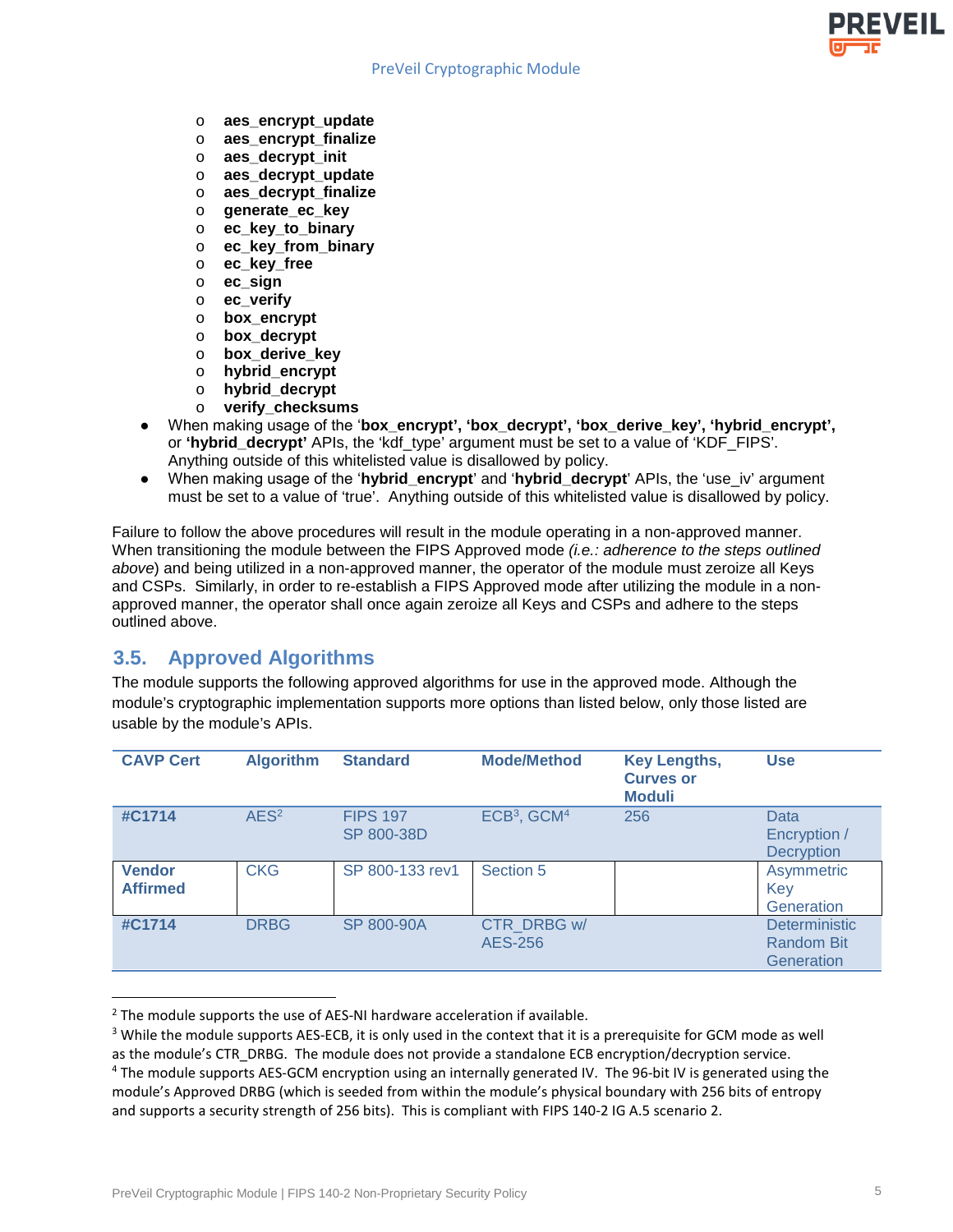- aes_encrypt_update
- aes_encrypt_finalize
- aes_decrypt_init
- aes_decrypt_update
- aes_decrypt_finalize
- generate_ec_key
- ec_key_to_binary
- ec_key_from_binary
- ec_key_free
- ec_sign
- ec_verify
- box_encrypt
- box_decrypt
- box_derive_key
- hybrid_encrypt
- hybrid_decrypt
- verify_checksums

- When making usage of the '**box_encrypt', 'box_decrypt', 'box_derive_key', 'hybrid_encrypt',** or **'hybrid_decrypt'** APIs, the 'kdf_type' argument must be set to a value of 'KDF_FIPS'. Anything outside of this whitelisted value is disallowed by policy.
- When making usage of the '**hybrid_encrypt**' and '**hybrid_decrypt**' APIs, the 'use_iv' argument must be set to a value of 'true'. Anything outside of this whitelisted value is disallowed by policy.

Failure to follow the above procedures will result in the module operating in a non-approved manner. When transitioning the module between the FIPS Approved mode *(i.e.: adherence to the steps outlined above)* and being utilized in a non-approved manner, the operator of the module must zeroize all Keys and CSPs. Similarly, in order to re-establish a FIPS Approved mode after utilizing the module in a non-approved manner, the operator shall once again zeroize all Keys and CSPs and adhere to the steps outlined above.

## 3.5. Approved Algorithms

The module supports the following approved algorithms for use in the approved mode. Although the module's cryptographic implementation supports more options than listed below, only those listed are usable by the module's APIs.

| CAVP Cert | Algorithm | Standard | Mode/Method | Key Lengths, Curves or Moduli | Use |
|---|---|---|---|---|---|
| **#C1714** | AES[2] | FIPS 197<br>SP 800-38D | ECB[3], GCM[4] | 256 | Data Encryption / Decryption |
| **Vendor Affirmed** | CKG | SP 800-133 rev1 | Section 5 | | Asymmetric Key Generation |
| **#C1714** | DRBG | SP 800-90A | CTR_DRBG w/ AES-256 | | Deterministic Random Bit Generation |

[2] The module supports the use of AES-NI hardware acceleration if available.

[3] While the module supports AES-ECB, it is only used in the context that it is a prerequisite for GCM mode as well as the module's CTR_DRBG. The module does not provide a standalone ECB encryption/decryption service.

[4] The module supports AES-GCM encryption using an internally generated IV. The 96-bit IV is generated using the module's Approved DRBG (which is seeded from within the module's physical boundary with 256 bits of entropy and supports a security strength of 256 bits). This is compliant with FIPS 140-2 IG A.5 scenario 2.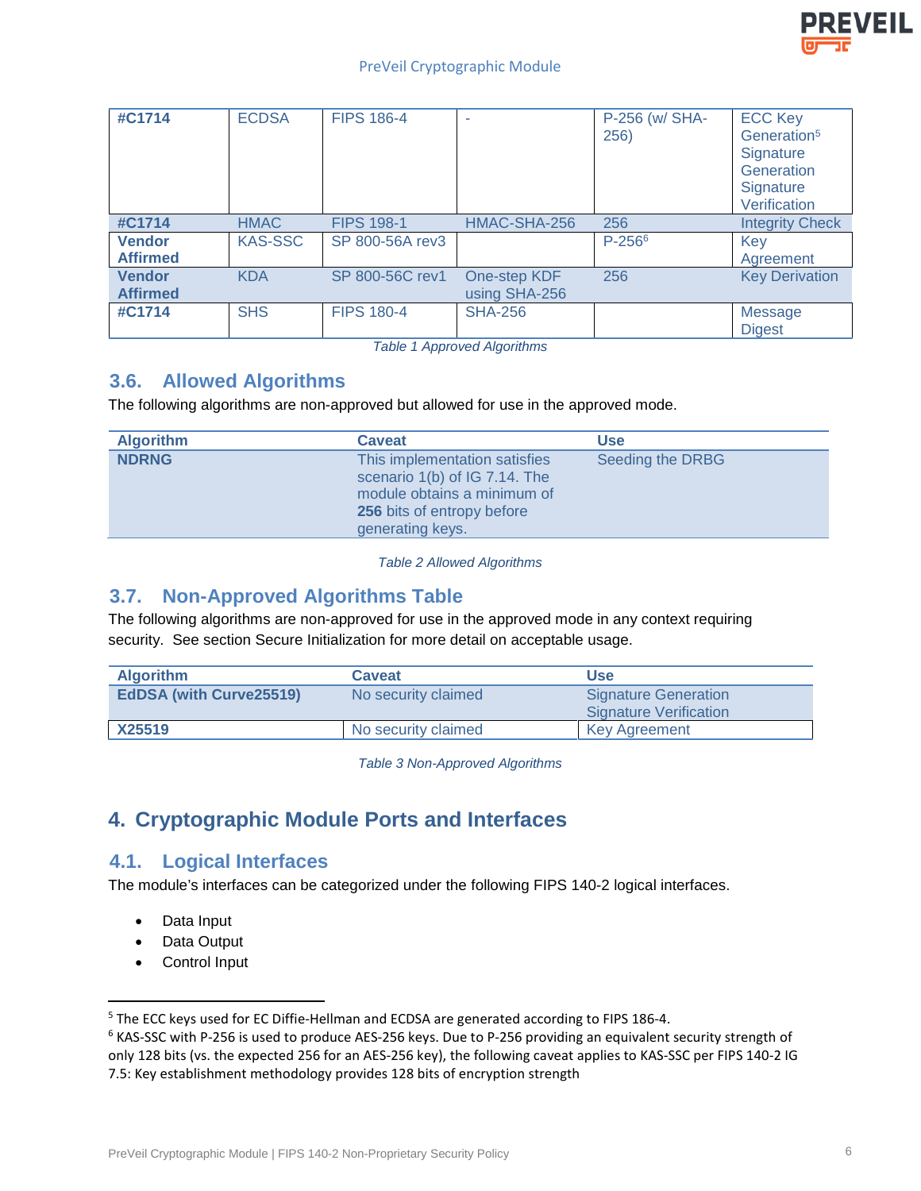| #C1714 | ECDSA | FIPS 186-4 | - | P-256 (w/ SHA-256) | ECC Key Generation[5] Signature Generation Signature Verification |
|---|---|---|---|---|---|
| #C1714 | HMAC | FIPS 198-1 | HMAC-SHA-256 | 256 | Integrity Check |
| Vendor Affirmed | KAS-SSC | SP 800-56A rev3 | | P-256[6] | Key Agreement |
| Vendor Affirmed | KDA | SP 800-56C rev1 | One-step KDF using SHA-256 | 256 | Key Derivation |
| #C1714 | SHS | FIPS 180-4 | SHA-256 | | Message Digest |

*Table 1 Approved Algorithms*

## 3.6. Allowed Algorithms

The following algorithms are non-approved but allowed for use in the approved mode.

| Algorithm | Caveat | Use |
|---|---|---|
| **NDRNG** | This implementation satisfies scenario 1(b) of IG 7.14. The module obtains a minimum of **256** bits of entropy before generating keys. | Seeding the DRBG |

*Table 2 Allowed Algorithms*

## 3.7. Non-Approved Algorithms Table

The following algorithms are non-approved for use in the approved mode in any context requiring security. See section Secure Initialization for more detail on acceptable usage.

| Algorithm | Caveat | Use |
|---|---|---|
| **EdDSA (with Curve25519)** | No security claimed | Signature Generation Signature Verification |
| **X25519** | No security claimed | Key Agreement |

*Table 3 Non-Approved Algorithms*

# 4. Cryptographic Module Ports and Interfaces

## 4.1. Logical Interfaces

The module's interfaces can be categorized under the following FIPS 140-2 logical interfaces.

- Data Input
- Data Output
- Control Input

[5] The ECC keys used for EC Diffie-Hellman and ECDSA are generated according to FIPS 186-4.

[6] KAS-SSC with P-256 is used to produce AES-256 keys. Due to P-256 providing an equivalent security strength of only 128 bits (vs. the expected 256 for an AES-256 key), the following caveat applies to KAS-SSC per FIPS 140-2 IG 7.5: Key establishment methodology provides 128 bits of encryption strength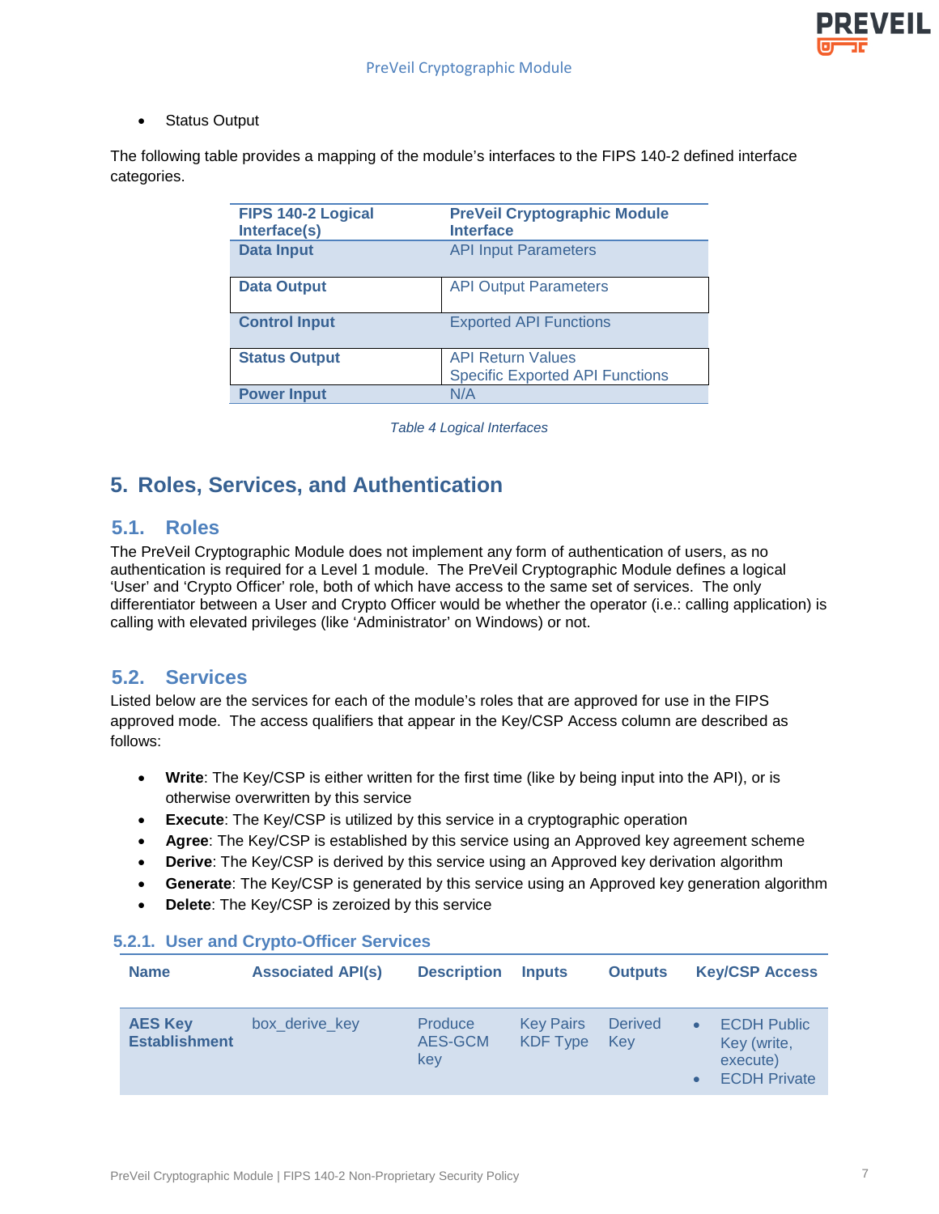- Status Output

The following table provides a mapping of the module's interfaces to the FIPS 140-2 defined interface categories.

| FIPS 140-2 Logical Interface(s) | PreVeil Cryptographic Module Interface |
| --- | --- |
| Data Input | API Input Parameters |
| Data Output | API Output Parameters |
| Control Input | Exported API Functions |
| Status Output | API Return Values<br>Specific Exported API Functions |
| Power Input | N/A |

*Table 4 Logical Interfaces*

## 5. Roles, Services, and Authentication

### 5.1. Roles

The PreVeil Cryptographic Module does not implement any form of authentication of users, as no authentication is required for a Level 1 module. The PreVeil Cryptographic Module defines a logical 'User' and 'Crypto Officer' role, both of which have access to the same set of services. The only differentiator between a User and Crypto Officer would be whether the operator (i.e.: calling application) is calling with elevated privileges (like 'Administrator' on Windows) or not.

### 5.2. Services

Listed below are the services for each of the module's roles that are approved for use in the FIPS approved mode. The access qualifiers that appear in the Key/CSP Access column are described as follows:

- **Write**: The Key/CSP is either written for the first time (like by being input into the API), or is otherwise overwritten by this service
- **Execute**: The Key/CSP is utilized by this service in a cryptographic operation
- **Agree**: The Key/CSP is established by this service using an Approved key agreement scheme
- **Derive**: The Key/CSP is derived by this service using an Approved key derivation algorithm
- **Generate**: The Key/CSP is generated by this service using an Approved key generation algorithm
- **Delete**: The Key/CSP is zeroized by this service

#### 5.2.1. User and Crypto-Officer Services

| Name | Associated API(s) | Description | Inputs | Outputs | Key/CSP Access |
| --- | --- | --- | --- | --- | --- |
| **AES Key Establishment** | box_derive_key | Produce AES-GCM key | Key Pairs<br>KDF Type | Derived Key | • ECDH Public Key (write, execute)<br>• ECDH Private |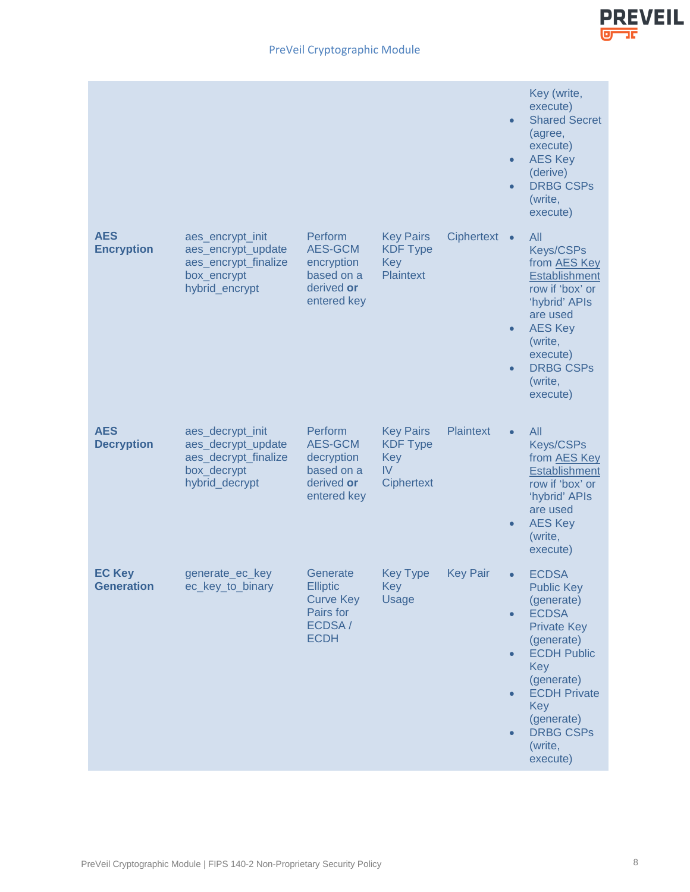| | | | | | |
|---|---|---|---|---|---|
| | | | | | • Key (write, execute)<br>• Shared Secret (agree, execute)<br>• AES Key (derive)<br>• DRBG CSPs (write, execute) |
| **AES Encryption** | aes_encrypt_init<br>aes_encrypt_update<br>aes_encrypt_finalize<br>box_encrypt<br>hybrid_encrypt | Perform AES-GCM encryption based on a derived **or** entered key | Key Pairs<br>KDF Type<br>Key<br>Plaintext | Ciphertext | • All Keys/CSPs from AES Key Establishment row if 'box' or 'hybrid' APIs are used<br>• AES Key (write, execute)<br>• DRBG CSPs (write, execute) |
| **AES Decryption** | aes_decrypt_init<br>aes_decrypt_update<br>aes_decrypt_finalize<br>box_decrypt<br>hybrid_decrypt | Perform AES-GCM decryption based on a derived **or** entered key | Key Pairs<br>KDF Type<br>Key<br>IV<br>Ciphertext | Plaintext | • All Keys/CSPs from AES Key Establishment row if 'box' or 'hybrid' APIs are used<br>• AES Key (write, execute) |
| **EC Key Generation** | generate_ec_key<br>ec_key_to_binary | Generate Elliptic Curve Key Pairs for ECDSA / ECDH | Key Type<br>Key Usage | Key Pair | • ECDSA Public Key (generate)<br>• ECDSA Private Key (generate)<br>• ECDH Public Key (generate)<br>• ECDH Private Key (generate)<br>• DRBG CSPs (write, execute) |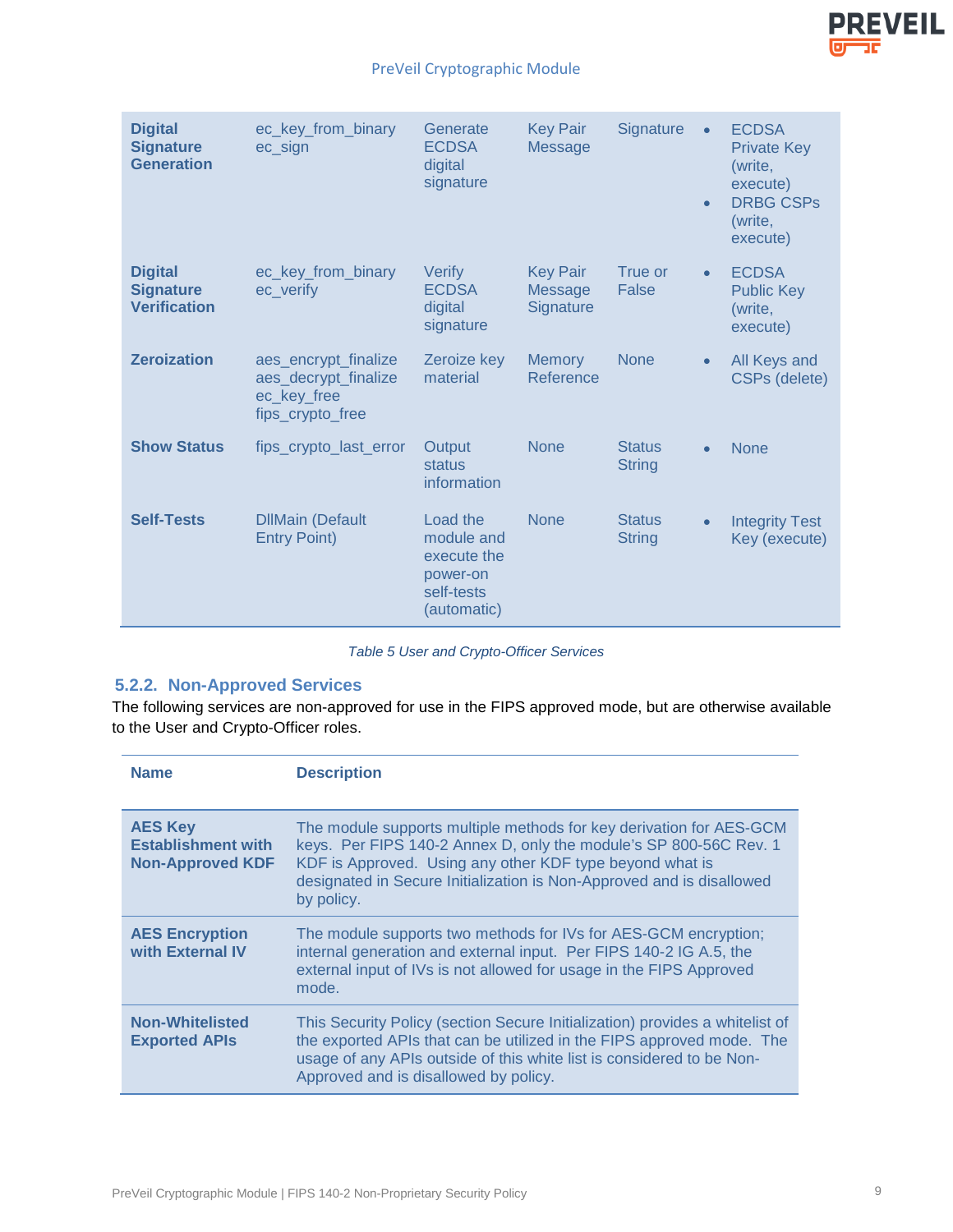| | | | | | |
|---|---|---|---|---|---|
| **Digital Signature Generation** | ec_key_from_binary<br>ec_sign | Generate ECDSA digital signature | Key Pair<br>Message | Signature | • ECDSA Private Key (write, execute)<br>• DRBG CSPs (write, execute) |
| **Digital Signature Verification** | ec_key_from_binary<br>ec_verify | Verify ECDSA digital signature | Key Pair<br>Message<br>Signature | True or False | • ECDSA Public Key (write, execute) |
| **Zeroization** | aes_encrypt_finalize<br>aes_decrypt_finalize<br>ec_key_free<br>fips_crypto_free | Zeroize key material | Memory Reference | None | • All Keys and CSPs (delete) |
| **Show Status** | fips_crypto_last_error | Output status information | None | Status String | • None |
| **Self-Tests** | DllMain (Default Entry Point) | Load the module and execute the power-on self-tests (automatic) | None | Status String | • Integrity Test Key (execute) |

*Table 5 User and Crypto-Officer Services*

### 5.2.2. Non-Approved Services

The following services are non-approved for use in the FIPS approved mode, but are otherwise available to the User and Crypto-Officer roles.

| Name | Description |
|---|---|
| **AES Key Establishment with Non-Approved KDF** | The module supports multiple methods for key derivation for AES-GCM keys. Per FIPS 140-2 Annex D, only the module's SP 800-56C Rev. 1 KDF is Approved. Using any other KDF type beyond what is designated in Secure Initialization is Non-Approved and is disallowed by policy. |
| **AES Encryption with External IV** | The module supports two methods for IVs for AES-GCM encryption; internal generation and external input. Per FIPS 140-2 IG A.5, the external input of IVs is not allowed for usage in the FIPS Approved mode. |
| **Non-Whitelisted Exported APIs** | This Security Policy (section Secure Initialization) provides a whitelist of the exported APIs that can be utilized in the FIPS approved mode. The usage of any APIs outside of this white list is considered to be Non-Approved and is disallowed by policy. |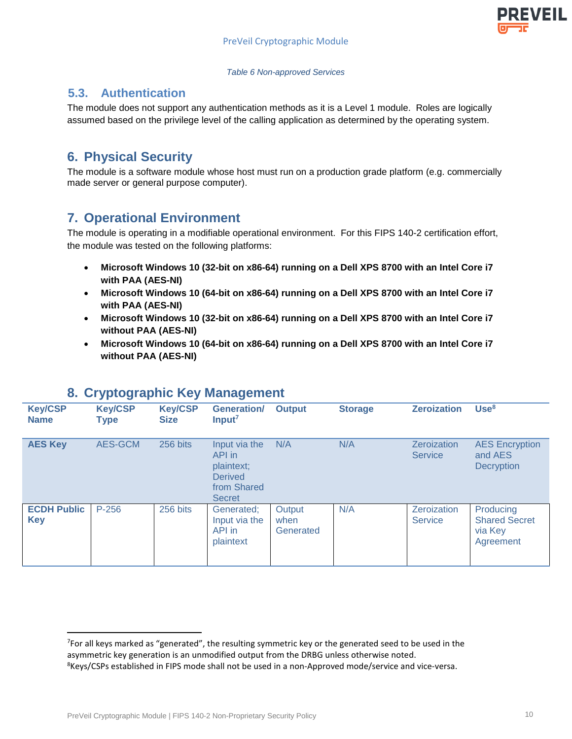*Table 6 Non-approved Services*

### 5.3. Authentication

The module does not support any authentication methods as it is a Level 1 module. Roles are logically assumed based on the privilege level of the calling application as determined by the operating system.

## 6. Physical Security

The module is a software module whose host must run on a production grade platform (e.g. commercially made server or general purpose computer).

## 7. Operational Environment

The module is operating in a modifiable operational environment. For this FIPS 140-2 certification effort, the module was tested on the following platforms:

- **Microsoft Windows 10 (32-bit on x86-64) running on a Dell XPS 8700 with an Intel Core i7 with PAA (AES-NI)**
- **Microsoft Windows 10 (64-bit on x86-64) running on a Dell XPS 8700 with an Intel Core i7 with PAA (AES-NI)**
- **Microsoft Windows 10 (32-bit on x86-64) running on a Dell XPS 8700 with an Intel Core i7 without PAA (AES-NI)**
- **Microsoft Windows 10 (64-bit on x86-64) running on a Dell XPS 8700 with an Intel Core i7 without PAA (AES-NI)**

## 8. Cryptographic Key Management

| Key/CSP Name | Key/CSP Type | Key/CSP Size | Generation/ Input[7] | Output | Storage | Zeroization | Use[8] |
|---|---|---|---|---|---|---|---|
| **AES Key** | AES-GCM | 256 bits | Input via the API in plaintext; Derived from Shared Secret | N/A | N/A | Zeroization Service | AES Encryption and AES Decryption |
| **ECDH Public Key** | P-256 | 256 bits | Generated; Input via the API in plaintext | Output when Generated | N/A | Zeroization Service | Producing Shared Secret via Key Agreement |

[7] For all keys marked as "generated", the resulting symmetric key or the generated seed to be used in the asymmetric key generation is an unmodified output from the DRBG unless otherwise noted.

[8] Keys/CSPs established in FIPS mode shall not be used in a non-Approved mode/service and vice-versa.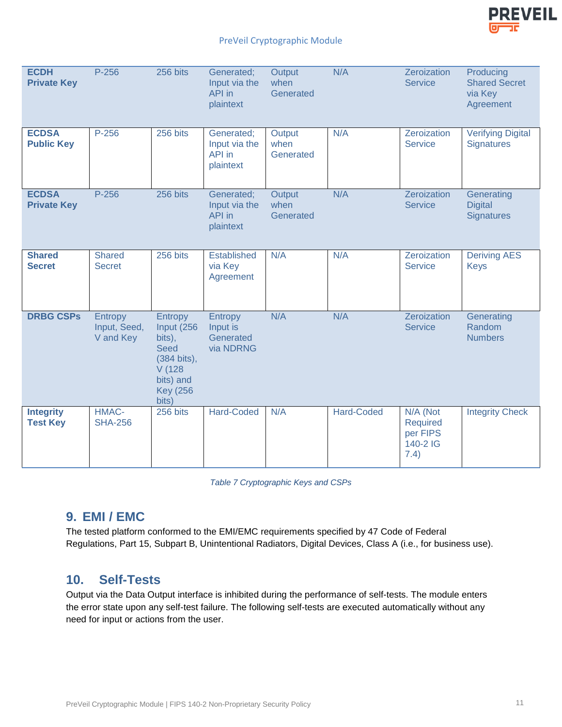| | | | | | | | |
|---|---|---|---|---|---|---|---|
| **ECDH Private Key** | P-256 | 256 bits | Generated; Input via the API in plaintext | Output when Generated | N/A | Zeroization Service | Producing Shared Secret via Key Agreement |
| **ECDSA Public Key** | P-256 | 256 bits | Generated; Input via the API in plaintext | Output when Generated | N/A | Zeroization Service | Verifying Digital Signatures |
| **ECDSA Private Key** | P-256 | 256 bits | Generated; Input via the API in plaintext | Output when Generated | N/A | Zeroization Service | Generating Digital Signatures |
| **Shared Secret** | Shared Secret | 256 bits | Established via Key Agreement | N/A | N/A | Zeroization Service | Deriving AES Keys |
| **DRBG CSPs** | Entropy Input, Seed, V and Key | Entropy Input (256 bits), Seed (384 bits), V (128 bits) and Key (256 bits) | Entropy Input is Generated via NDRNG | N/A | N/A | Zeroization Service | Generating Random Numbers |
| **Integrity Test Key** | HMAC-SHA-256 | 256 bits | Hard-Coded | N/A | Hard-Coded | N/A (Not Required per FIPS 140-2 IG 7.4) | Integrity Check |

*Table 7 Cryptographic Keys and CSPs*

## 9. EMI / EMC

The tested platform conformed to the EMI/EMC requirements specified by 47 Code of Federal Regulations, Part 15, Subpart B, Unintentional Radiators, Digital Devices, Class A (i.e., for business use).

## 10. Self-Tests

Output via the Data Output interface is inhibited during the performance of self-tests. The module enters the error state upon any self-test failure. The following self-tests are executed automatically without any need for input or actions from the user.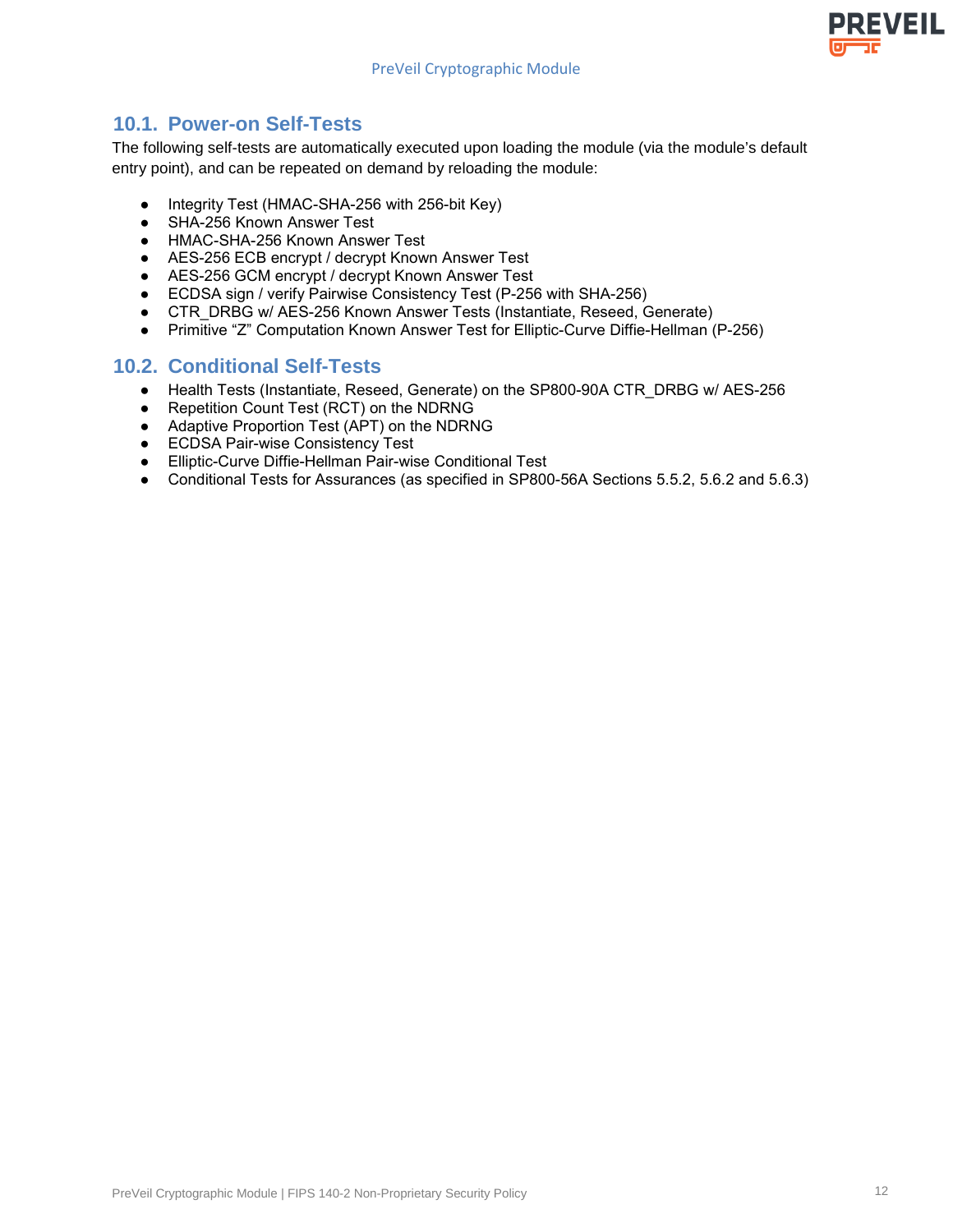## 10.1. Power-on Self-Tests

The following self-tests are automatically executed upon loading the module (via the module's default entry point), and can be repeated on demand by reloading the module:

- Integrity Test (HMAC-SHA-256 with 256-bit Key)
- SHA-256 Known Answer Test
- HMAC-SHA-256 Known Answer Test
- AES-256 ECB encrypt / decrypt Known Answer Test
- AES-256 GCM encrypt / decrypt Known Answer Test
- ECDSA sign / verify Pairwise Consistency Test (P-256 with SHA-256)
- CTR_DRBG w/ AES-256 Known Answer Tests (Instantiate, Reseed, Generate)
- Primitive "Z" Computation Known Answer Test for Elliptic-Curve Diffie-Hellman (P-256)

## 10.2. Conditional Self-Tests

- Health Tests (Instantiate, Reseed, Generate) on the SP800-90A CTR_DRBG w/ AES-256
- Repetition Count Test (RCT) on the NDRNG
- Adaptive Proportion Test (APT) on the NDRNG
- ECDSA Pair-wise Consistency Test
- Elliptic-Curve Diffie-Hellman Pair-wise Conditional Test
- Conditional Tests for Assurances (as specified in SP800-56A Sections 5.5.2, 5.6.2 and 5.6.3)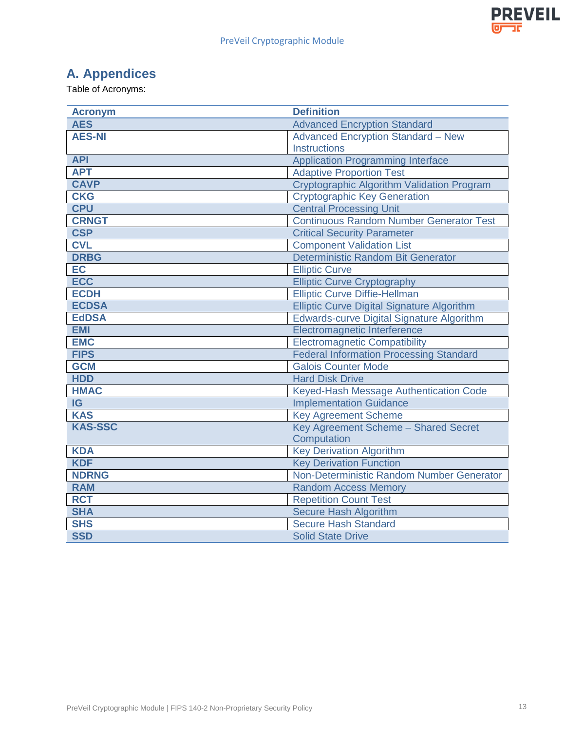# A. Appendices

Table of Acronyms:

| Acronym | Definition |
|---|---|
| AES | Advanced Encryption Standard |
| AES-NI | Advanced Encryption Standard – New Instructions |
| API | Application Programming Interface |
| APT | Adaptive Proportion Test |
| CAVP | Cryptographic Algorithm Validation Program |
| CKG | Cryptographic Key Generation |
| CPU | Central Processing Unit |
| CRNGT | Continuous Random Number Generator Test |
| CSP | Critical Security Parameter |
| CVL | Component Validation List |
| DRBG | Deterministic Random Bit Generator |
| EC | Elliptic Curve |
| ECC | Elliptic Curve Cryptography |
| ECDH | Elliptic Curve Diffie-Hellman |
| ECDSA | Elliptic Curve Digital Signature Algorithm |
| EdDSA | Edwards-curve Digital Signature Algorithm |
| EMI | Electromagnetic Interference |
| EMC | Electromagnetic Compatibility |
| FIPS | Federal Information Processing Standard |
| GCM | Galois Counter Mode |
| HDD | Hard Disk Drive |
| HMAC | Keyed-Hash Message Authentication Code |
| IG | Implementation Guidance |
| KAS | Key Agreement Scheme |
| KAS-SSC | Key Agreement Scheme – Shared Secret Computation |
| KDA | Key Derivation Algorithm |
| KDF | Key Derivation Function |
| NDRNG | Non-Deterministic Random Number Generator |
| RAM | Random Access Memory |
| RCT | Repetition Count Test |
| SHA | Secure Hash Algorithm |
| SHS | Secure Hash Standard |
| SSD | Solid State Drive |